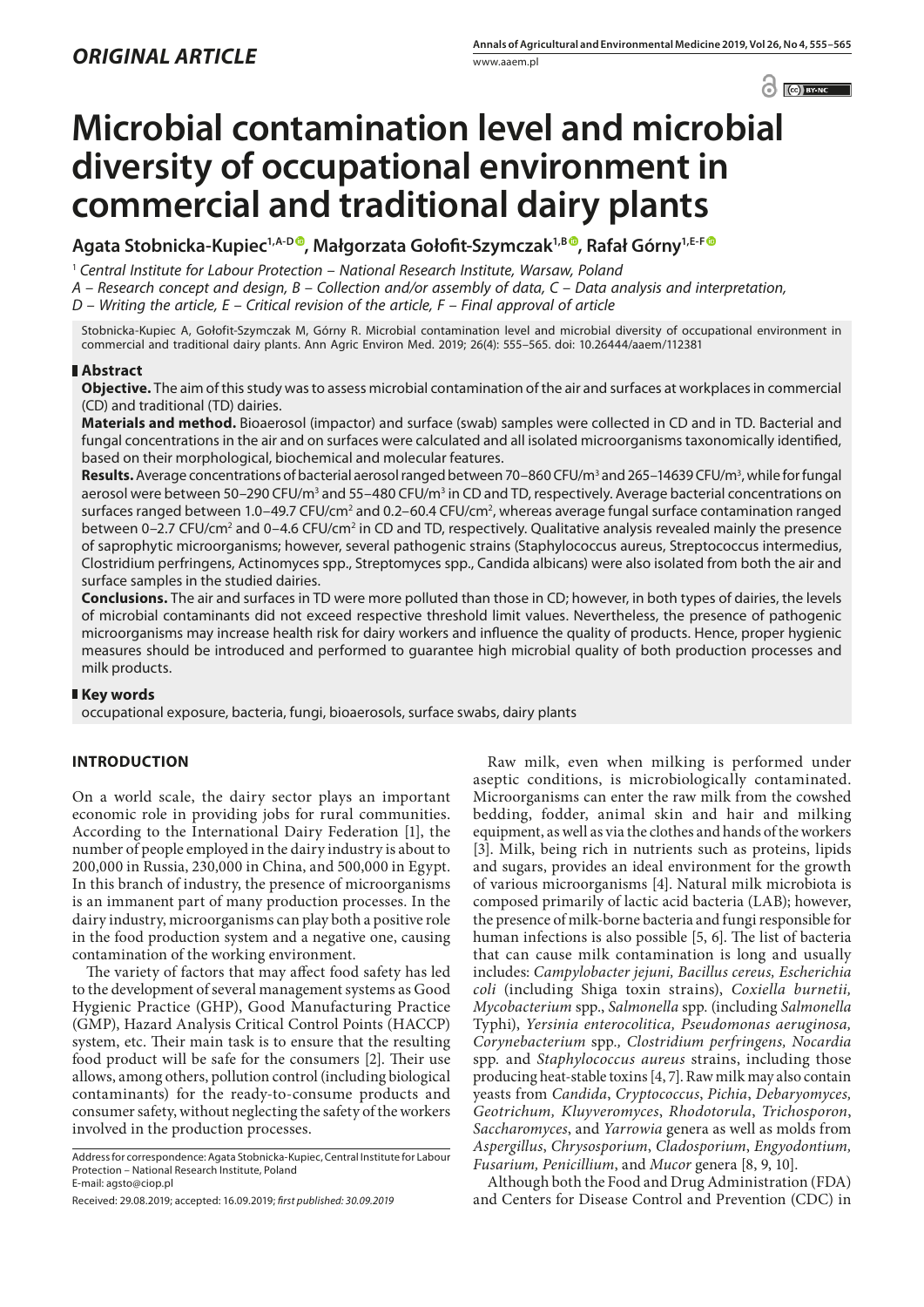*ORIGINAL ARTICLE*

# Microbial contamination level and microbial diversity of occupational environment in commercial and traditional dairy plants

**Agata Stobnicka-Kupiec[1,A-D], Małgorzata Gołofit-Szymczak[1,B], Rafał Górny[1,E-F]**

[1] *Central Institute for Labour Protection – National Research Institute, Warsaw, Poland*

*A – Research concept and design, B – Collection and/or assembly of data, C – Data analysis and interpretation,*
*D – Writing the article, E – Critical revision of the article, F – Final approval of article*

Stobnicka-Kupiec A, Gołofit-Szymczak M, Górny R. Microbial contamination level and microbial diversity of occupational environment in commercial and traditional dairy plants. Ann Agric Environ Med. 2019; 26(4): 555–565. doi: 10.26444/aaem/112381

## Abstract

**Objective.** The aim of this study was to assess microbial contamination of the air and surfaces at workplaces in commercial (CD) and traditional (TD) dairies.

**Materials and method.** Bioaerosol (impactor) and surface (swab) samples were collected in CD and in TD. Bacterial and fungal concentrations in the air and on surfaces were calculated and all isolated microorganisms taxonomically identified, based on their morphological, biochemical and molecular features.

**Results.** Average concentrations of bacterial aerosol ranged between 70–860 CFU/m$^3$ and 265–14639 CFU/m$^3$, while for fungal aerosol were between 50–290 CFU/m$^3$ and 55–480 CFU/m$^3$ in CD and TD, respectively. Average bacterial concentrations on surfaces ranged between 1.0–49.7 CFU/cm$^2$ and 0.2–60.4 CFU/cm$^2$, whereas average fungal surface contamination ranged between 0–2.7 CFU/cm$^2$ and 0–4.6 CFU/cm$^2$ in CD and TD, respectively. Qualitative analysis revealed mainly the presence of saprophytic microorganisms; however, several pathogenic strains (Staphylococcus aureus, Streptococcus intermedius, Clostridium perfringens, Actinomyces spp., Streptomyces spp., Candida albicans) were also isolated from both the air and surface samples in the studied dairies.

**Conclusions.** The air and surfaces in TD were more polluted than those in CD; however, in both types of dairies, the levels of microbial contaminants did not exceed respective threshold limit values. Nevertheless, the presence of pathogenic microorganisms may increase health risk for dairy workers and influence the quality of products. Hence, proper hygienic measures should be introduced and performed to guarantee high microbial quality of both production processes and milk products.

## Key words

occupational exposure, bacteria, fungi, bioaerosols, surface swabs, dairy plants

## INTRODUCTION

On a world scale, the dairy sector plays an important economic role in providing jobs for rural communities. According to the International Dairy Federation [1], the number of people employed in the dairy industry is about to 200,000 in Russia, 230,000 in China, and 500,000 in Egypt. In this branch of industry, the presence of microorganisms is an immanent part of many production processes. In the dairy industry, microorganisms can play both a positive role in the food production system and a negative one, causing contamination of the working environment.

The variety of factors that may affect food safety has led to the development of several management systems as Good Hygienic Practice (GHP), Good Manufacturing Practice (GMP), Hazard Analysis Critical Control Points (HACCP) system, etc. Their main task is to ensure that the resulting food product will be safe for the consumers [2]. Their use allows, among others, pollution control (including biological contaminants) for the ready-to-consume products and consumer safety, without neglecting the safety of the workers involved in the production processes.

Raw milk, even when milking is performed under aseptic conditions, is microbiologically contaminated. Microorganisms can enter the raw milk from the cowshed bedding, fodder, animal skin and hair and milking equipment, as well as via the clothes and hands of the workers [3]. Milk, being rich in nutrients such as proteins, lipids and sugars, provides an ideal environment for the growth of various microorganisms [4]. Natural milk microbiota is composed primarily of lactic acid bacteria (LAB); however, the presence of milk-borne bacteria and fungi responsible for human infections is also possible [5, 6]. The list of bacteria that can cause milk contamination is long and usually includes: *Campylobacter jejuni, Bacillus cereus, Escherichia coli* (including Shiga toxin strains), *Coxiella burnetii, Mycobacterium* spp., *Salmonella* spp. (including *Salmonella* Typhi), *Yersinia enterocolitica, Pseudomonas aeruginosa, Corynebacterium* spp.*, Clostridium perfringens, Nocardia* spp. and *Staphylococcus aureus* strains, including those producing heat-stable toxins [4, 7]. Raw milk may also contain yeasts from *Candida*, *Cryptococcus*, *Pichia*, *Debaryomyces, Geotrichum, Kluyveromyces*, *Rhodotorula*, *Trichosporon*, *Saccharomyces*, and *Yarrowia* genera as well as molds from *Aspergillus*, *Chrysosporium*, *Cladosporium*, *Engyodontium, Fusarium, Penicillium*, and *Mucor* genera [8, 9, 10].

Although both the Food and Drug Administration (FDA) and Centers for Disease Control and Prevention (CDC) in

Address for correspondence: Agata Stobnicka-Kupiec, Central Institute for Labour Protection – National Research Institute, Poland
E-mail: agsto@ciop.pl

Received: 29.08.2019; accepted: 16.09.2019; *first published: 30.09.2019*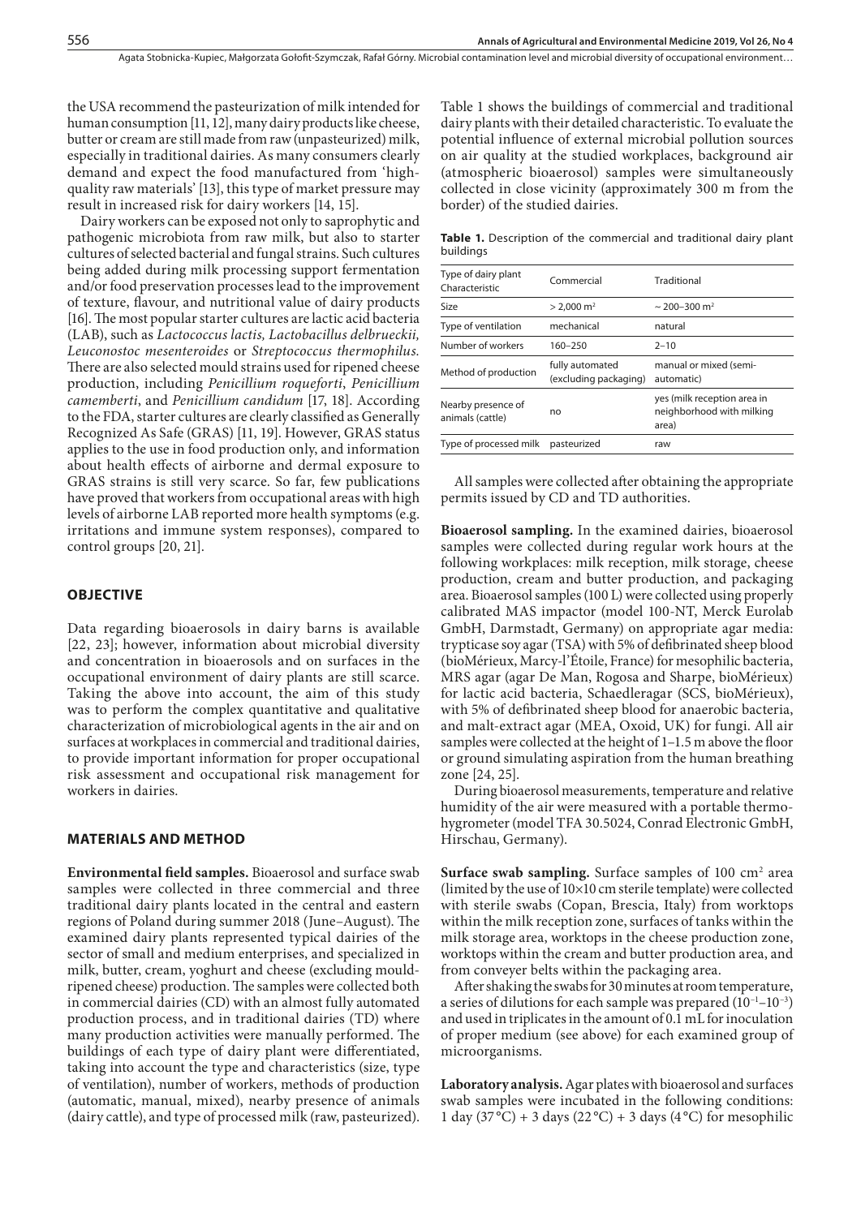the USA recommend the pasteurization of milk intended for human consumption [11, 12], many dairy products like cheese, butter or cream are still made from raw (unpasteurized) milk, especially in traditional dairies. As many consumers clearly demand and expect the food manufactured from 'high-quality raw materials' [13], this type of market pressure may result in increased risk for dairy workers [14, 15].

Dairy workers can be exposed not only to saprophytic and pathogenic microbiota from raw milk, but also to starter cultures of selected bacterial and fungal strains. Such cultures being added during milk processing support fermentation and/or food preservation processes lead to the improvement of texture, flavour, and nutritional value of dairy products [16]. The most popular starter cultures are lactic acid bacteria (LAB), such as *Lactococcus lactis, Lactobacillus delbrueckii, Leuconostoc mesenteroides* or *Streptococcus thermophilus.* There are also selected mould strains used for ripened cheese production, including *Penicillium roqueforti*, *Penicillium camemberti*, and *Penicillium candidum* [17, 18]. According to the FDA, starter cultures are clearly classified as Generally Recognized As Safe (GRAS) [11, 19]. However, GRAS status applies to the use in food production only, and information about health effects of airborne and dermal exposure to GRAS strains is still very scarce. So far, few publications have proved that workers from occupational areas with high levels of airborne LAB reported more health symptoms (e.g. irritations and immune system responses), compared to control groups [20, 21].

## OBJECTIVE

Data regarding bioaerosols in dairy barns is available [22, 23]; however, information about microbial diversity and concentration in bioaerosols and on surfaces in the occupational environment of dairy plants are still scarce. Taking the above into account, the aim of this study was to perform the complex quantitative and qualitative characterization of microbiological agents in the air and on surfaces at workplaces in commercial and traditional dairies, to provide important information for proper occupational risk assessment and occupational risk management for workers in dairies.

## MATERIALS AND METHOD

**Environmental field samples.** Bioaerosol and surface swab samples were collected in three commercial and three traditional dairy plants located in the central and eastern regions of Poland during summer 2018 (June–August). The examined dairy plants represented typical dairies of the sector of small and medium enterprises, and specialized in milk, butter, cream, yoghurt and cheese (excluding mould-ripened cheese) production. The samples were collected both in commercial dairies (CD) with an almost fully automated production process, and in traditional dairies (TD) where many production activities were manually performed. The buildings of each type of dairy plant were differentiated, taking into account the type and characteristics (size, type of ventilation), number of workers, methods of production (automatic, manual, mixed), nearby presence of animals (dairy cattle), and type of processed milk (raw, pasteurized).

Table 1 shows the buildings of commercial and traditional dairy plants with their detailed characteristic. To evaluate the potential influence of external microbial pollution sources on air quality at the studied workplaces, background air (atmospheric bioaerosol) samples were simultaneously collected in close vicinity (approximately 300 m from the border) of the studied dairies.

**Table 1.** Description of the commercial and traditional dairy plant buildings

| Type of dairy plant / Characteristic | Commercial | Traditional |
|---|---|---|
| Size | > 2,000 m² | ~ 200–300 m² |
| Type of ventilation | mechanical | natural |
| Number of workers | 160–250 | 2–10 |
| Method of production | fully automated (excluding packaging) | manual or mixed (semi-automatic) |
| Nearby presence of animals (cattle) | no | yes (milk reception area in neighborhood with milking area) |
| Type of processed milk | pasteurized | raw |

All samples were collected after obtaining the appropriate permits issued by CD and TD authorities.

**Bioaerosol sampling.** In the examined dairies, bioaerosol samples were collected during regular work hours at the following workplaces: milk reception, milk storage, cheese production, cream and butter production, and packaging area. Bioaerosol samples (100 L) were collected using properly calibrated MAS impactor (model 100-NT, Merck Eurolab GmbH, Darmstadt, Germany) on appropriate agar media: trypticase soy agar (TSA) with 5% of defibrinated sheep blood (bioMérieux, Marcy-l'Étoile, France) for mesophilic bacteria, MRS agar (agar De Man, Rogosa and Sharpe, bioMérieux) for lactic acid bacteria, Schaedleragar (SCS, bioMérieux), with 5% of defibrinated sheep blood for anaerobic bacteria, and malt-extract agar (MEA, Oxoid, UK) for fungi. All air samples were collected at the height of 1–1.5 m above the floor or ground simulating aspiration from the human breathing zone [24, 25].

During bioaerosol measurements, temperature and relative humidity of the air were measured with a portable thermo-hygrometer (model TFA 30.5024, Conrad Electronic GmbH, Hirschau, Germany).

**Surface swab sampling.** Surface samples of 100 cm² area (limited by the use of 10×10 cm sterile template) were collected with sterile swabs (Copan, Brescia, Italy) from worktops within the milk reception zone, surfaces of tanks within the milk storage area, worktops in the cheese production zone, worktops within the cream and butter production area, and from conveyer belts within the packaging area.

After shaking the swabs for 30 minutes at room temperature, a series of dilutions for each sample was prepared ($10^{-1}$–$10^{-3}$) and used in triplicates in the amount of 0.1 mL for inoculation of proper medium (see above) for each examined group of microorganisms.

**Laboratory analysis.** Agar plates with bioaerosol and surfaces swab samples were incubated in the following conditions: 1 day (37 °C) + 3 days (22 °C) + 3 days (4 °C) for mesophilic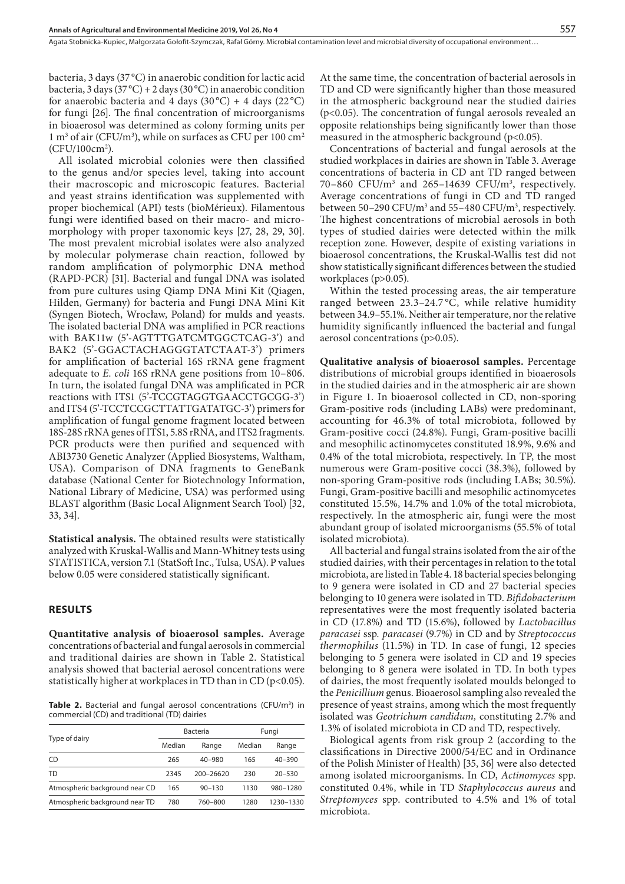bacteria, 3 days (37 °C) in anaerobic condition for lactic acid bacteria, 3 days (37 °C) + 2 days (30 °C) in anaerobic condition for anaerobic bacteria and 4 days (30 °C) + 4 days (22 °C) for fungi [26]. The final concentration of microorganisms in bioaerosol was determined as colony forming units per 1 $m^3$ of air (CFU/$m^3$), while on surfaces as CFU per 100 $cm^2$ (CFU/100$cm^2$).

All isolated microbial colonies were then classified to the genus and/or species level, taking into account their macroscopic and microscopic features. Bacterial and yeast strains identification was supplemented with proper biochemical (API) tests (bioMérieux). Filamentous fungi were identified based on their macro- and micromorphology with proper taxonomic keys [27, 28, 29, 30]. The most prevalent microbial isolates were also analyzed by molecular polymerase chain reaction, followed by random amplification of polymorphic DNA method (RAPD-PCR) [31]. Bacterial and fungal DNA was isolated from pure cultures using Qiamp DNA Mini Kit (Qiagen, Hilden, Germany) for bacteria and Fungi DNA Mini Kit (Syngen Biotech, Wrocław, Poland) for mulds and yeasts. The isolated bacterial DNA was amplified in PCR reactions with BAK11w (5'-AGTTTGATCMTGGCTCAG-3') and BAK2 (5'-GGACTACHAGGGTATCTAAT-3') primers for amplification of bacterial 16S rRNA gene fragment adequate to *E. coli* 16S rRNA gene positions from 10–806. In turn, the isolated fungal DNA was amplified in PCR reactions with ITS1 (5'-TCCGTAGGTGAACCTGCGG-3') and ITS4 (5'-TCCTCCGCTTATTGATATGC-3') primers for amplification of fungal genome fragment located between 18S-28S rRNA genes of ITS1, 5.8S rRNA, and ITS2 fragments. PCR products were then purified and sequenced with ABI3730 Genetic Analyzer (Applied Biosystems, Waltham, USA). Comparison of DNA fragments to GeneBank database (National Center for Biotechnology Information, National Library of Medicine, USA) was performed using BLAST algorithm (Basic Local Alignment Search Tool) [32, 33, 34].

**Statistical analysis.** The obtained results were statistically analyzed with Kruskal-Wallis and Mann-Whitney tests using STATISTICA, version 7.1 (StatSoft Inc., Tulsa, USA). P values below 0.05 were considered statistically significant.

## RESULTS

**Quantitative analysis of bioaerosol samples.** Average concentrations of bacterial and fungal aerosols in commercial and traditional dairies are shown in Table 2. Statistical analysis showed that bacterial aerosol concentrations were statistically higher at workplaces in TD than in CD ($p<0.05$).

**Table 2.** Bacterial and fungal aerosol concentrations (CFU/$m^3$) in commercial (CD) and traditional (TD) dairies

| Type of dairy | Bacteria | | Fungi | |
|---|---|---|---|---|
| | Median | Range | Median | Range |
| CD | 265 | 40–980 | 165 | 40–390 |
| TD | 2345 | 200–26620 | 230 | 20–530 |
| Atmospheric background near CD | 165 | 90–130 | 1130 | 980–1280 |
| Atmospheric background near TD | 780 | 760–800 | 1280 | 1230–1330 |

At the same time, the concentration of bacterial aerosols in TD and CD were significantly higher than those measured in the atmospheric background near the studied dairies ($p<0.05$). The concentration of fungal aerosols revealed an opposite relationships being significantly lower than those measured in the atmospheric background ($p<0.05$).

Concentrations of bacterial and fungal aerosols at the studied workplaces in dairies are shown in Table 3. Average concentrations of bacteria in CD ant TD ranged between 70–860 CFU/$m^3$ and 265–14639 CFU/$m^3$, respectively. Average concentrations of fungi in CD and TD ranged between 50–290 CFU/$m^3$ and 55–480 CFU/$m^3$, respectively. The highest concentrations of microbial aerosols in both types of studied dairies were detected within the milk reception zone. However, despite of existing variations in bioaerosol concentrations, the Kruskal-Wallis test did not show statistically significant differences between the studied workplaces ($p>0.05$).

Within the tested processing areas, the air temperature ranged between 23.3–24.7 °C, while relative humidity between 34.9–55.1%. Neither air temperature, nor the relative humidity significantly influenced the bacterial and fungal aerosol concentrations ($p>0.05$).

**Qualitative analysis of bioaerosol samples.** Percentage distributions of microbial groups identified in bioaerosols in the studied dairies and in the atmospheric air are shown in Figure 1. In bioaerosol collected in CD, non-sporing Gram-positive rods (including LABs) were predominant, accounting for 46.3% of total microbiota, followed by Gram-positive cocci (24.8%). Fungi, Gram-positive bacilli and mesophilic actinomycetes constituted 18.9%, 9.6% and 0.4% of the total microbiota, respectively. In TP, the most numerous were Gram-positive cocci (38.3%), followed by non-sporing Gram-positive rods (including LABs; 30.5%). Fungi, Gram-positive bacilli and mesophilic actinomycetes constituted 15.5%, 14.7% and 1.0% of the total microbiota, respectively. In the atmospheric air, fungi were the most abundant group of isolated microorganisms (55.5% of total isolated microbiota).

All bacterial and fungal strains isolated from the air of the studied dairies, with their percentages in relation to the total microbiota, are listed in Table 4. 18 bacterial species belonging to 9 genera were isolated in CD and 27 bacterial species belonging to 10 genera were isolated in TD. *Bifidobacterium* representatives were the most frequently isolated bacteria in CD (17.8%) and TD (15.6%), followed by *Lactobacillus paracasei* ssp. *paracasei* (9.7%) in CD and by *Streptococcus thermophilus* (11.5%) in TD. In case of fungi, 12 species belonging to 5 genera were isolated in CD and 19 species belonging to 8 genera were isolated in TD. In both types of dairies, the most frequently isolated moulds belonged to the *Penicillium* genus. Bioaerosol sampling also revealed the presence of yeast strains, among which the most frequently isolated was *Geotrichum candidum,* constituting 2.7% and 1.3% of isolated microbiota in CD and TD, respectively.

Biological agents from risk group 2 (according to the classifications in Directive 2000/54/EC and in Ordinance of the Polish Minister of Health) [35, 36] were also detected among isolated microorganisms. In CD, *Actinomyces* spp. constituted 0.4%, while in TD *Staphylococcus aureus* and *Streptomyces* spp. contributed to 4.5% and 1% of total microbiota.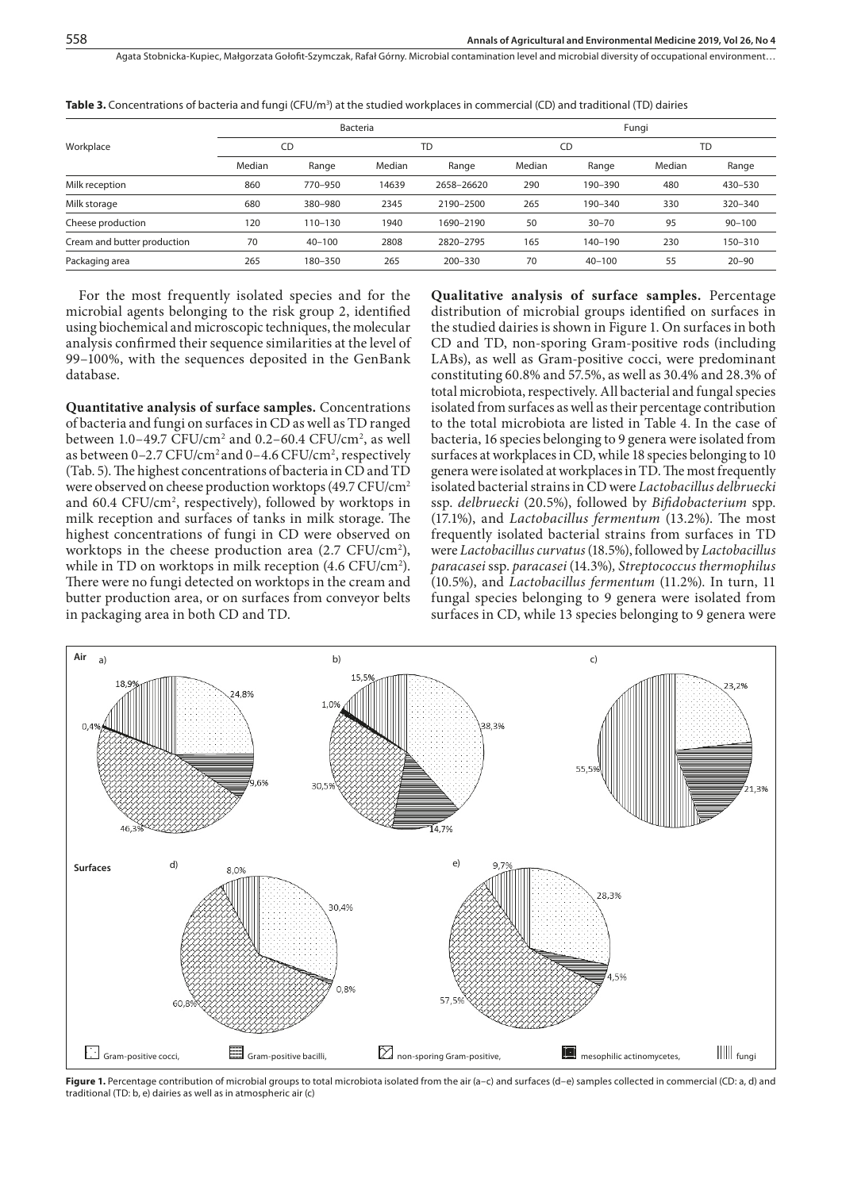**Table 3.** Concentrations of bacteria and fungi (CFU/m³) at the studied workplaces in commercial (CD) and traditional (TD) dairies

| Workplace | Bacteria | | | | Fungi | | | |
|---|---|---|---|---|---|---|---|---|
| | CD | | TD | | CD | | TD | |
| | Median | Range | Median | Range | Median | Range | Median | Range |
| Milk reception | 860 | 770–950 | 14639 | 2658–26620 | 290 | 190–390 | 480 | 430–530 |
| Milk storage | 680 | 380–980 | 2345 | 2190–2500 | 265 | 190–340 | 330 | 320–340 |
| Cheese production | 120 | 110–130 | 1940 | 1690–2190 | 50 | 30–70 | 95 | 90–100 |
| Cream and butter production | 70 | 40–100 | 2808 | 2820–2795 | 165 | 140–190 | 230 | 150–310 |
| Packaging area | 265 | 180–350 | 265 | 200–330 | 70 | 40–100 | 55 | 20–90 |

For the most frequently isolated species and for the microbial agents belonging to the risk group 2, identified using biochemical and microscopic techniques, the molecular analysis confirmed their sequence similarities at the level of 99–100%, with the sequences deposited in the GenBank database.

**Quantitative analysis of surface samples.** Concentrations of bacteria and fungi on surfaces in CD as well as TD ranged between 1.0–49.7 CFU/cm² and 0.2–60.4 CFU/cm², as well as between 0–2.7 CFU/cm² and 0–4.6 CFU/cm², respectively (Tab. 5). The highest concentrations of bacteria in CD and TD were observed on cheese production worktops (49.7 CFU/cm² and 60.4 CFU/cm², respectively), followed by worktops in milk reception and surfaces of tanks in milk storage. The highest concentrations of fungi in CD were observed on worktops in the cheese production area (2.7 CFU/cm²), while in TD on worktops in milk reception (4.6 CFU/cm²). There were no fungi detected on worktops in the cream and butter production area, or on surfaces from conveyor belts in packaging area in both CD and TD.

**Qualitative analysis of surface samples.** Percentage distribution of microbial groups identified on surfaces in the studied dairies is shown in Figure 1. On surfaces in both CD and TD, non-sporing Gram-positive rods (including LABs), as well as Gram-positive cocci, were predominant constituting 60.8% and 57.5%, as well as 30.4% and 28.3% of total microbiota, respectively. All bacterial and fungal species isolated from surfaces as well as their percentage contribution to the total microbiota are listed in Table 4. In the case of bacteria, 16 species belonging to 9 genera were isolated from surfaces at workplaces in CD, while 18 species belonging to 10 genera were isolated at workplaces in TD. The most frequently isolated bacterial strains in CD were *Lactobacillus delbruecki* ssp. *delbruecki* (20.5%), followed by *Bifidobacterium* spp. (17.1%), and *Lactobacillus fermentum* (13.2%). The most frequently isolated bacterial strains from surfaces in TD were *Lactobacillus curvatus* (18.5%), followed by *Lactobacillus paracasei* ssp. *paracasei* (14.3%), *Streptococcus thermophilus* (10.5%), and *Lactobacillus fermentum* (11.2%). In turn, 11 fungal species belonging to 9 genera were isolated from surfaces in CD, while 13 species belonging to 9 genera were

**Figure 1.** Percentage contribution of microbial groups to total microbiota isolated from the air (a–c) and surfaces (d–e) samples collected in commercial (CD: a, d) and traditional (TD: b, e) dairies as well as in atmospheric air (c)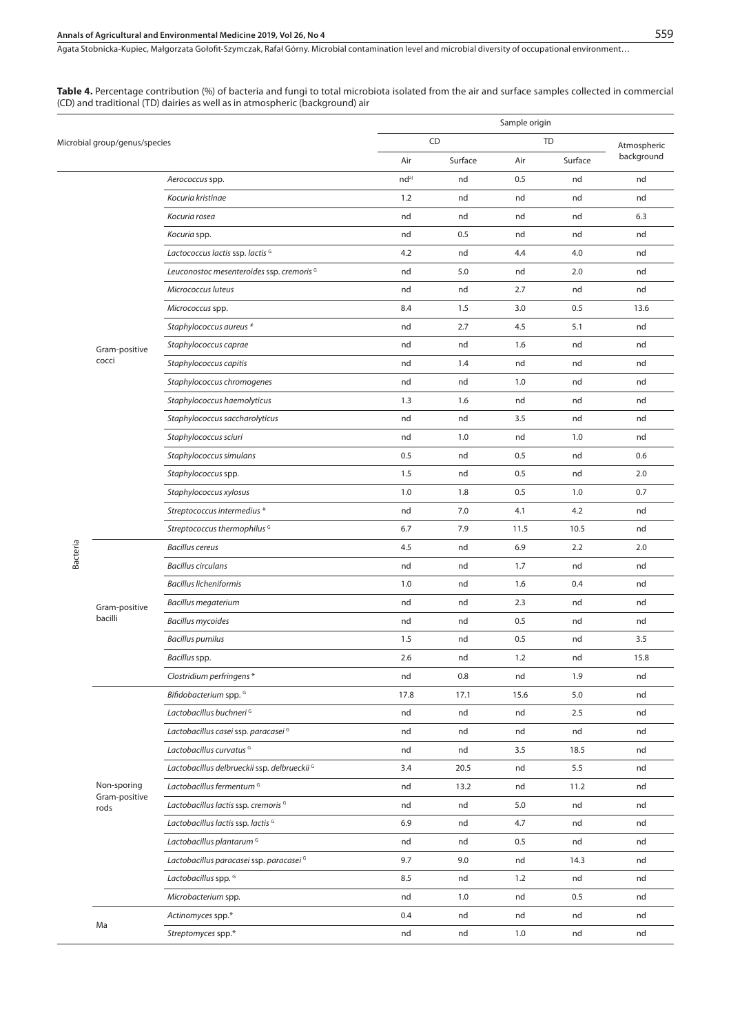**Table 4.** Percentage contribution (%) of bacteria and fungi to total microbiota isolated from the air and surface samples collected in commercial (CD) and traditional (TD) dairies as well as in atmospheric (background) air

| Microbial group/genus/species | | | Sample origin | | | | |
|---|---|---|---|---|---|---|---|
| | | | CD | | TD | | Atmospheric background |
| | | | Air | Surface | Air | Surface | |
| Bacteria | Gram-positive cocci | *Aerococcus* spp. | nd[a] | nd | 0.5 | nd | nd |
| | | *Kocuria kristinae* | 1.2 | nd | nd | nd | nd |
| | | *Kocuria rosea* | nd | nd | nd | nd | 6.3 |
| | | *Kocuria* spp. | nd | 0.5 | nd | nd | nd |
| | | *Lactococcus lactis* ssp. *lactis* [G] | 4.2 | nd | 4.4 | 4.0 | nd |
| | | *Leuconostoc mesenteroides* ssp. *cremoris* [G] | nd | 5.0 | nd | 2.0 | nd |
| | | *Micrococcus luteus* | nd | nd | 2.7 | nd | nd |
| | | *Micrococcus* spp. | 8.4 | 1.5 | 3.0 | 0.5 | 13.6 |
| | | *Staphylococcus aureus* * | nd | 2.7 | 4.5 | 5.1 | nd |
| | | *Staphylococcus caprae* | nd | nd | 1.6 | nd | nd |
| | | *Staphylococcus capitis* | nd | 1.4 | nd | nd | nd |
| | | *Staphylococcus chromogenes* | nd | nd | 1.0 | nd | nd |
| | | *Staphylococcus haemolyticus* | 1.3 | 1.6 | nd | nd | nd |
| | | *Staphylococcus saccharolyticus* | nd | nd | 3.5 | nd | nd |
| | | *Staphylococcus sciuri* | nd | 1.0 | nd | 1.0 | nd |
| | | *Staphylococcus simulans* | 0.5 | nd | 0.5 | nd | 0.6 |
| | | *Staphylococcus* spp. | 1.5 | nd | 0.5 | nd | 2.0 |
| | | *Staphylococcus xylosus* | 1.0 | 1.8 | 0.5 | 1.0 | 0.7 |
| | | *Streptococcus intermedius* * | nd | 7.0 | 4.1 | 4.2 | nd |
| | | *Streptococcus thermophilus* [G] | 6.7 | 7.9 | 11.5 | 10.5 | nd |
| | Gram-positive bacilli | *Bacillus cereus* | 4.5 | nd | 6.9 | 2.2 | 2.0 |
| | | *Bacillus circulans* | nd | nd | 1.7 | nd | nd |
| | | *Bacillus licheniformis* | 1.0 | nd | 1.6 | 0.4 | nd |
| | | *Bacillus megaterium* | nd | nd | 2.3 | nd | nd |
| | | *Bacillus mycoides* | nd | nd | 0.5 | nd | nd |
| | | *Bacillus pumilus* | 1.5 | nd | 0.5 | nd | 3.5 |
| | | *Bacillus* spp. | 2.6 | nd | 1.2 | nd | 15.8 |
| | | *Clostridium perfringens* * | nd | 0.8 | nd | 1.9 | nd |
| | Non-sporing Gram-positive rods | *Bifidobacterium* spp. [G] | 17.8 | 17.1 | 15.6 | 5.0 | nd |
| | | *Lactobacillus buchneri* [G] | nd | nd | nd | 2.5 | nd |
| | | *Lactobacillus casei* ssp. *paracasei* [G] | nd | nd | nd | nd | nd |
| | | *Lactobacillus curvatus* [G] | nd | nd | 3.5 | 18.5 | nd |
| | | *Lactobacillus delbrueckii* ssp. *delbrueckii* [G] | 3.4 | 20.5 | nd | 5.5 | nd |
| | | *Lactobacillus fermentum* [G] | nd | 13.2 | nd | 11.2 | nd |
| | | *Lactobacillus lactis* ssp. *cremoris* [G] | nd | nd | 5.0 | nd | nd |
| | | *Lactobacillus lactis* ssp. *lactis* [G] | 6.9 | nd | 4.7 | nd | nd |
| | | *Lactobacillus plantarum* [G] | nd | nd | 0.5 | nd | nd |
| | | *Lactobacillus paracasei* ssp. *paracasei* [G] | 9.7 | 9.0 | nd | 14.3 | nd |
| | | *Lactobacillus* spp. [G] | 8.5 | nd | 1.2 | nd | nd |
| | | *Microbacterium* spp. | nd | 1.0 | nd | 0.5 | nd |
| | Ma | *Actinomyces* spp.* | 0.4 | nd | nd | nd | nd |
| | | *Streptomyces* spp.* | nd | nd | 1.0 | nd | nd |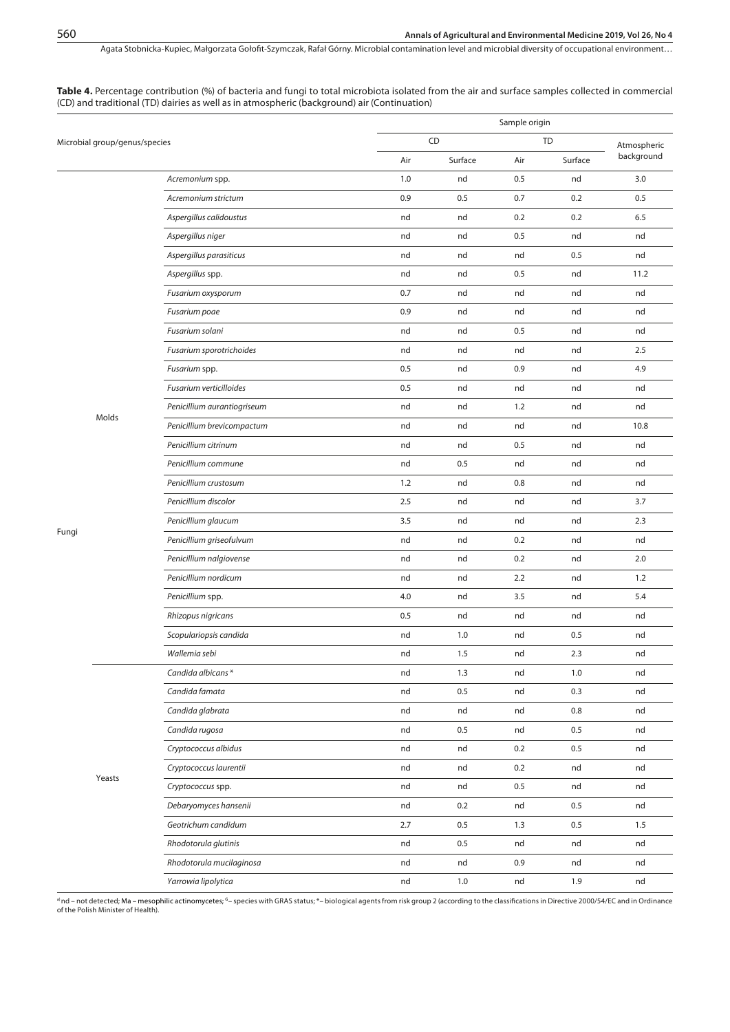**Table 4.** Percentage contribution (%) of bacteria and fungi to total microbiota isolated from the air and surface samples collected in commercial (CD) and traditional (TD) dairies as well as in atmospheric (background) air (Continuation)

| Microbial group/genus/species | | | Sample origin | | | | |
|---|---|---|---|---|---|---|---|
| | | | CD | | TD | | Atmospheric background |
| | | | Air | Surface | Air | Surface | |
| Fungi | Molds | *Acremonium* spp. | 1.0 | nd | 0.5 | nd | 3.0 |
| | | *Acremonium strictum* | 0.9 | 0.5 | 0.7 | 0.2 | 0.5 |
| | | *Aspergillus calidoustus* | nd | nd | 0.2 | 0.2 | 6.5 |
| | | *Aspergillus niger* | nd | nd | 0.5 | nd | nd |
| | | *Aspergillus parasiticus* | nd | nd | nd | 0.5 | nd |
| | | *Aspergillus* spp. | nd | nd | 0.5 | nd | 11.2 |
| | | *Fusarium oxysporum* | 0.7 | nd | nd | nd | nd |
| | | *Fusarium poae* | 0.9 | nd | nd | nd | nd |
| | | *Fusarium solani* | nd | nd | 0.5 | nd | nd |
| | | *Fusarium sporotrichoides* | nd | nd | nd | nd | 2.5 |
| | | *Fusarium* spp. | 0.5 | nd | 0.9 | nd | 4.9 |
| | | *Fusarium verticilloides* | 0.5 | nd | nd | nd | nd |
| | | *Penicillium aurantiogriseum* | nd | nd | 1.2 | nd | nd |
| | | *Penicillium brevicompactum* | nd | nd | nd | nd | 10.8 |
| | | *Penicillium citrinum* | nd | nd | 0.5 | nd | nd |
| | | *Penicillium commune* | nd | 0.5 | nd | nd | nd |
| | | *Penicillium crustosum* | 1.2 | nd | 0.8 | nd | nd |
| | | *Penicillium discolor* | 2.5 | nd | nd | nd | 3.7 |
| | | *Penicillium glaucum* | 3.5 | nd | nd | nd | 2.3 |
| | | *Penicillium griseofulvum* | nd | nd | 0.2 | nd | nd |
| | | *Penicillium nalgiovense* | nd | nd | 0.2 | nd | 2.0 |
| | | *Penicillium nordicum* | nd | nd | 2.2 | nd | 1.2 |
| | | *Penicillium* spp. | 4.0 | nd | 3.5 | nd | 5.4 |
| | | *Rhizopus nigricans* | 0.5 | nd | nd | nd | nd |
| | | *Scopulariopsis candida* | nd | 1.0 | nd | 0.5 | nd |
| | | *Wallemia sebi* | nd | 1.5 | nd | 2.3 | nd |
| | Yeasts | *Candida albicans* * | nd | 1.3 | nd | 1.0 | nd |
| | | *Candida famata* | nd | 0.5 | nd | 0.3 | nd |
| | | *Candida glabrata* | nd | nd | nd | 0.8 | nd |
| | | *Candida rugosa* | nd | 0.5 | nd | 0.5 | nd |
| | | *Cryptococcus albidus* | nd | nd | 0.2 | 0.5 | nd |
| | | *Cryptococcus laurentii* | nd | nd | 0.2 | nd | nd |
| | | *Cryptococcus* spp. | nd | nd | 0.5 | nd | nd |
| | | *Debaryomyces hansenii* | nd | 0.2 | nd | 0.5 | nd |
| | | *Geotrichum candidum* | 2.7 | 0.5 | 1.3 | 0.5 | 1.5 |
| | | *Rhodotorula glutinis* | nd | 0.5 | nd | nd | nd |
| | | *Rhodotorula mucilaginosa* | nd | nd | 0.9 | nd | nd |
| | | *Yarrowia lipolytica* | nd | 1.0 | nd | 1.9 | nd |

[a] nd – not detected; Ma – mesophilic actinomycetes; [G] – species with GRAS status; * – biological agents from risk group 2 (according to the classifications in Directive 2000/54/EC and in Ordinance of the Polish Minister of Health).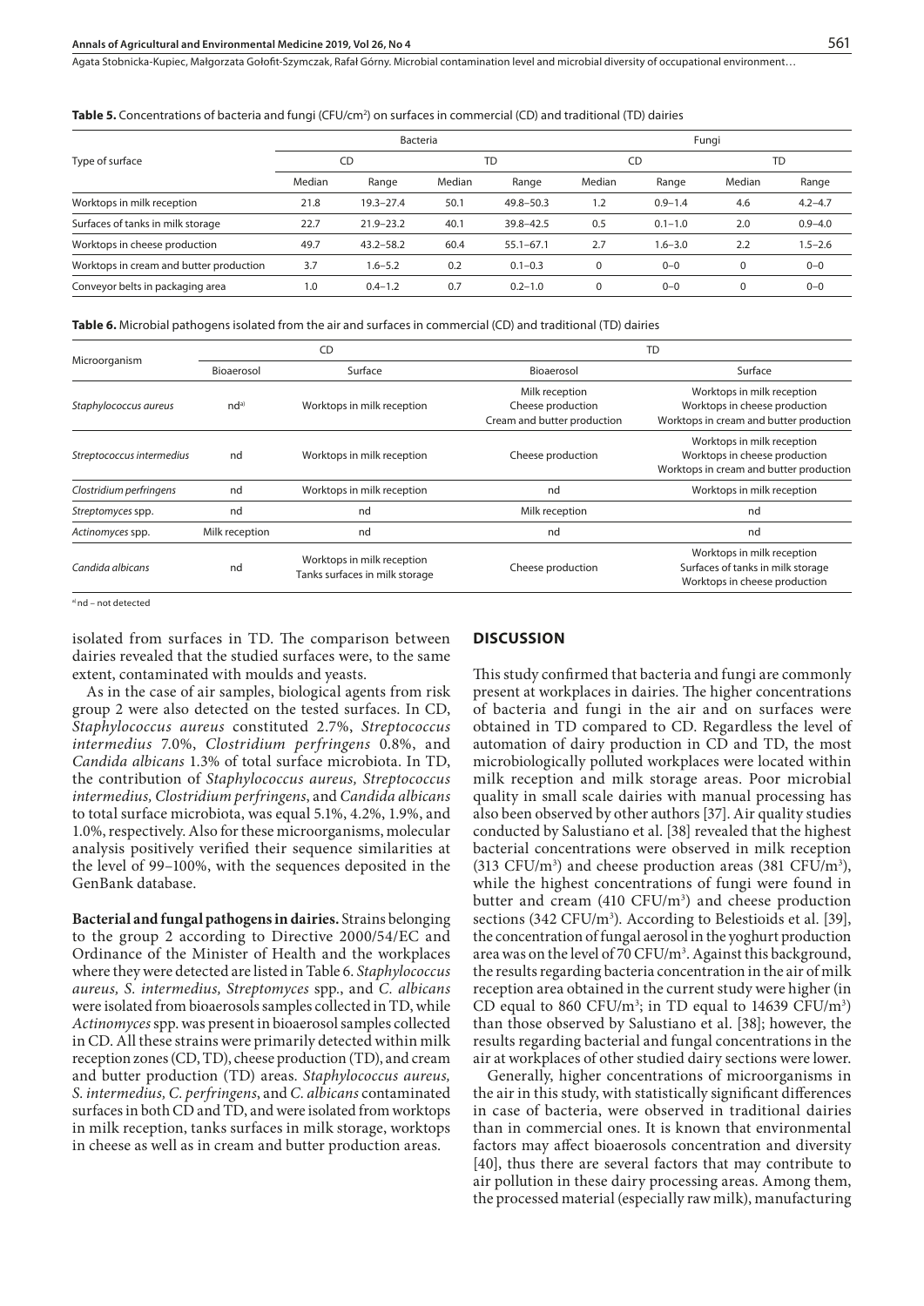**Table 5.** Concentrations of bacteria and fungi (CFU/cm$^2$) on surfaces in commercial (CD) and traditional (TD) dairies

| Type of surface | Bacteria | | | | Fungi | | | |
|---|---|---|---|---|---|---|---|---|
| | CD | | TD | | CD | | TD | |
| | Median | Range | Median | Range | Median | Range | Median | Range |
| Worktops in milk reception | 21.8 | 19.3–27.4 | 50.1 | 49.8–50.3 | 1.2 | 0.9–1.4 | 4.6 | 4.2–4.7 |
| Surfaces of tanks in milk storage | 22.7 | 21.9–23.2 | 40.1 | 39.8–42.5 | 0.5 | 0.1–1.0 | 2.0 | 0.9–4.0 |
| Worktops in cheese production | 49.7 | 43.2–58.2 | 60.4 | 55.1–67.1 | 2.7 | 1.6–3.0 | 2.2 | 1.5–2.6 |
| Worktops in cream and butter production | 3.7 | 1.6–5.2 | 0.2 | 0.1–0.3 | 0 | 0–0 | 0 | 0–0 |
| Conveyor belts in packaging area | 1.0 | 0.4–1.2 | 0.7 | 0.2–1.0 | 0 | 0–0 | 0 | 0–0 |

**Table 6.** Microbial pathogens isolated from the air and surfaces in commercial (CD) and traditional (TD) dairies

| Microorganism | CD | | TD | |
|---|---|---|---|---|
| | Bioaerosol | Surface | Bioaerosol | Surface |
| *Staphylococcus aureus* | nd[a] | Worktops in milk reception | Milk reception<br>Cheese production<br>Cream and butter production | Worktops in milk reception<br>Worktops in cheese production<br>Worktops in cream and butter production |
| *Streptococcus intermedius* | nd | Worktops in milk reception | Cheese production | Worktops in milk reception<br>Worktops in cheese production<br>Worktops in cream and butter production |
| *Clostridium perfringens* | nd | Worktops in milk reception | nd | Worktops in milk reception |
| *Streptomyces* spp. | nd | nd | Milk reception | nd |
| *Actinomyces* spp. | Milk reception | nd | nd | nd |
| *Candida albicans* | nd | Worktops in milk reception<br>Tanks surfaces in milk storage | Cheese production | Worktops in milk reception<br>Surfaces of tanks in milk storage<br>Worktops in cheese production |

[a] nd – not detected

isolated from surfaces in TD. The comparison between dairies revealed that the studied surfaces were, to the same extent, contaminated with moulds and yeasts.

As in the case of air samples, biological agents from risk group 2 were also detected on the tested surfaces. In CD, *Staphylococcus aureus* constituted 2.7%, *Streptococcus intermedius* 7.0%, *Clostridium perfringens* 0.8%, and *Candida albicans* 1.3% of total surface microbiota. In TD, the contribution of *Staphylococcus aureus, Streptococcus intermedius, Clostridium perfringens*, and *Candida albicans* to total surface microbiota, was equal 5.1%, 4.2%, 1.9%, and 1.0%, respectively. Also for these microorganisms, molecular analysis positively verified their sequence similarities at the level of 99–100%, with the sequences deposited in the GenBank database.

**Bacterial and fungal pathogens in dairies.** Strains belonging to the group 2 according to Directive 2000/54/EC and Ordinance of the Minister of Health and the workplaces where they were detected are listed in Table 6. *Staphylococcus aureus, S. intermedius, Streptomyces* spp., and *C. albicans* were isolated from bioaerosols samples collected in TD, while *Actinomyces* spp. was present in bioaerosol samples collected in CD. All these strains were primarily detected within milk reception zones (CD, TD), cheese production (TD), and cream and butter production (TD) areas. *Staphylococcus aureus, S. intermedius, C. perfringens*, and *C. albicans* contaminated surfaces in both CD and TD, and were isolated from worktops in milk reception, tanks surfaces in milk storage, worktops in cheese as well as in cream and butter production areas.

## DISCUSSION

This study confirmed that bacteria and fungi are commonly present at workplaces in dairies. The higher concentrations of bacteria and fungi in the air and on surfaces were obtained in TD compared to CD. Regardless the level of automation of dairy production in CD and TD, the most microbiologically polluted workplaces were located within milk reception and milk storage areas. Poor microbial quality in small scale dairies with manual processing has also been observed by other authors [37]. Air quality studies conducted by Salustiano et al. [38] revealed that the highest bacterial concentrations were observed in milk reception (313 CFU/m$^3$) and cheese production areas (381 CFU/m$^3$), while the highest concentrations of fungi were found in butter and cream (410 CFU/m$^3$) and cheese production sections (342 CFU/m$^3$). According to Belestioids et al. [39], the concentration of fungal aerosol in the yoghurt production area was on the level of 70 CFU/m$^3$. Against this background, the results regarding bacteria concentration in the air of milk reception area obtained in the current study were higher (in CD equal to 860 CFU/m$^3$; in TD equal to 14639 CFU/m$^3$) than those observed by Salustiano et al. [38]; however, the results regarding bacterial and fungal concentrations in the air at workplaces of other studied dairy sections were lower.

Generally, higher concentrations of microorganisms in the air in this study, with statistically significant differences in case of bacteria, were observed in traditional dairies than in commercial ones. It is known that environmental factors may affect bioaerosols concentration and diversity [40], thus there are several factors that may contribute to air pollution in these dairy processing areas. Among them, the processed material (especially raw milk), manufacturing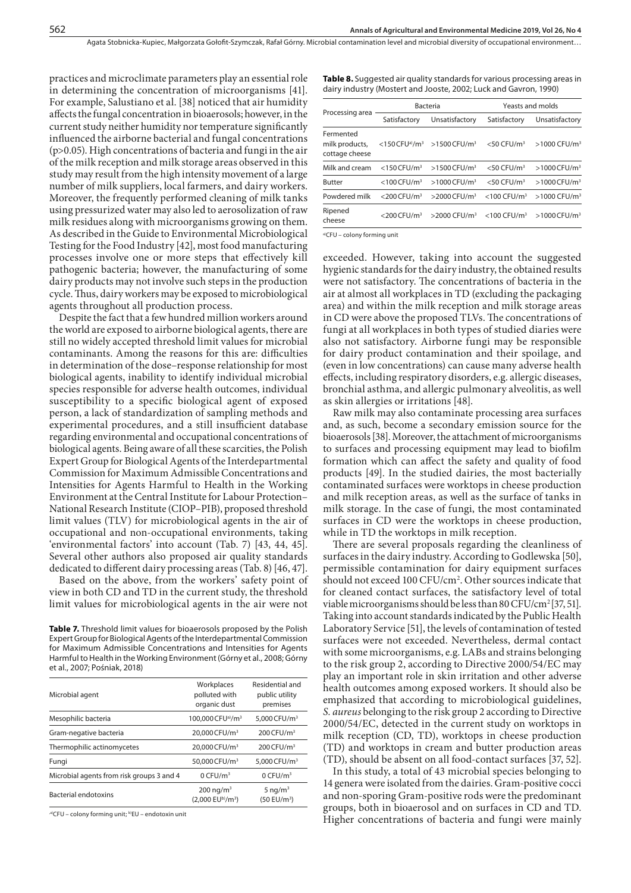practices and microclimate parameters play an essential role in determining the concentration of microorganisms [41]. For example, Salustiano et al. [38] noticed that air humidity affects the fungal concentration in bioaerosols; however, in the current study neither humidity nor temperature significantly influenced the airborne bacterial and fungal concentrations ($p>0.05$). High concentrations of bacteria and fungi in the air of the milk reception and milk storage areas observed in this study may result from the high intensity movement of a large number of milk suppliers, local farmers, and dairy workers. Moreover, the frequently performed cleaning of milk tanks using pressurized water may also led to aerosolization of raw milk residues along with microorganisms growing on them. As described in the Guide to Environmental Microbiological Testing for the Food Industry [42], most food manufacturing processes involve one or more steps that effectively kill pathogenic bacteria; however, the manufacturing of some dairy products may not involve such steps in the production cycle. Thus, dairy workers may be exposed to microbiological agents throughout all production process.

Despite the fact that a few hundred million workers around the world are exposed to airborne biological agents, there are still no widely accepted threshold limit values for microbial contaminants. Among the reasons for this are: difficulties in determination of the dose–response relationship for most biological agents, inability to identify individual microbial species responsible for adverse health outcomes, individual susceptibility to a specific biological agent of exposed person, a lack of standardization of sampling methods and experimental procedures, and a still insufficient database regarding environmental and occupational concentrations of biological agents. Being aware of all these scarcities, the Polish Expert Group for Biological Agents of the Interdepartmental Commission for Maximum Admissible Concentrations and Intensities for Agents Harmful to Health in the Working Environment at the Central Institute for Labour Protection–National Research Institute (CIOP–PIB), proposed threshold limit values (TLV) for microbiological agents in the air of occupational and non-occupational environments, taking 'environmental factors' into account (Tab. 7) [43, 44, 45]. Several other authors also proposed air quality standards dedicated to different dairy processing areas (Tab. 8) [46, 47].

Based on the above, from the workers' safety point of view in both CD and TD in the current study, the threshold limit values for microbiological agents in the air were not

**Table 7.** Threshold limit values for bioaerosols proposed by the Polish Expert Group for Biological Agents of the Interdepartmental Commission for Maximum Admissible Concentrations and Intensities for Agents Harmful to Health in the Working Environment (Górny et al., 2008; Górny et al., 2007; Pośniak, 2018)

| Microbial agent | Workplaces polluted with organic dust | Residential and public utility premises |
|---|---|---|
| Mesophilic bacteria | 100,000 CFU[a]/m$^3$ | 5,000 CFU/m$^3$ |
| Gram-negative bacteria | 20,000 CFU/m$^3$ | 200 CFU/m$^3$ |
| Thermophilic actinomycetes | 20,000 CFU/m$^3$ | 200 CFU/m$^3$ |
| Fungi | 50,000 CFU/m$^3$ | 5,000 CFU/m$^3$ |
| Microbial agents from risk groups 3 and 4 | 0 CFU/m$^3$ | 0 CFU/m$^3$ |
| Bacterial endotoxins | 200 ng/m$^3$ (2,000 EU[b]/m$^3$) | 5 ng/m$^3$ (50 EU/m$^3$) |

[a]CFU – colony forming unit; [b]EU – endotoxin unit

**Table 8.** Suggested air quality standards for various processing areas in dairy industry (Mostert and Jooste, 2002; Luck and Gavron, 1990)

| Processing area | Bacteria | | Yeasts and molds | |
|---|---|---|---|---|
| | Satisfactory | Unsatisfactory | Satisfactory | Unsatisfactory |
| Fermented milk products, cottage cheese | <150 CFU[a]/m$^3$ | >1500 CFU/m$^3$ | <50 CFU/m$^3$ | >1000 CFU/m$^3$ |
| Milk and cream | <150 CFU/m$^3$ | >1500 CFU/m$^3$ | <50 CFU/m$^3$ | >1000 CFU/m$^3$ |
| Butter | <100 CFU/m$^3$ | >1000 CFU/m$^3$ | <50 CFU/m$^3$ | >1000 CFU/m$^3$ |
| Powdered milk | <200 CFU/m$^3$ | >2000 CFU/m$^3$ | <100 CFU/m$^3$ | >1000 CFU/m$^3$ |
| Ripened cheese | <200 CFU/m$^3$ | >2000 CFU/m$^3$ | <100 CFU/m$^3$ | >1000 CFU/m$^3$ |

[a]CFU – colony forming unit

exceeded. However, taking into account the suggested hygienic standards for the dairy industry, the obtained results were not satisfactory. The concentrations of bacteria in the air at almost all workplaces in TD (excluding the packaging area) and within the milk reception and milk storage areas in CD were above the proposed TLVs. The concentrations of fungi at all workplaces in both types of studied diaries were also not satisfactory. Airborne fungi may be responsible for dairy product contamination and their spoilage, and (even in low concentrations) can cause many adverse health effects, including respiratory disorders, e.g. allergic diseases, bronchial asthma, and allergic pulmonary alveolitis, as well as skin allergies or irritations [48].

Raw milk may also contaminate processing area surfaces and, as such, become a secondary emission source for the bioaerosols [38]. Moreover, the attachment of microorganisms to surfaces and processing equipment may lead to biofilm formation which can affect the safety and quality of food products [49]. In the studied dairies, the most bacterially contaminated surfaces were worktops in cheese production and milk reception areas, as well as the surface of tanks in milk storage. In the case of fungi, the most contaminated surfaces in CD were the worktops in cheese production, while in TD the worktops in milk reception.

There are several proposals regarding the cleanliness of surfaces in the dairy industry. According to Godlewska [50], permissible contamination for dairy equipment surfaces should not exceed 100 CFU/cm$^2$. Other sources indicate that for cleaned contact surfaces, the satisfactory level of total viable microorganisms should be less than 80 CFU/cm$^2$ [37, 51]. Taking into account standards indicated by the Public Health Laboratory Service [51], the levels of contamination of tested surfaces were not exceeded. Nevertheless, dermal contact with some microorganisms, e.g. LABs and strains belonging to the risk group 2, according to Directive 2000/54/EC may play an important role in skin irritation and other adverse health outcomes among exposed workers. It should also be emphasized that according to microbiological guidelines, *S. aureus* belonging to the risk group 2 according to Directive 2000/54/EC, detected in the current study on worktops in milk reception (CD, TD), worktops in cheese production (TD) and worktops in cream and butter production areas (TD), should be absent on all food-contact surfaces [37, 52].

In this study, a total of 43 microbial species belonging to 14 genera were isolated from the dairies. Gram-positive cocci and non-sporing Gram-positive rods were the predominant groups, both in bioaerosol and on surfaces in CD and TD. Higher concentrations of bacteria and fungi were mainly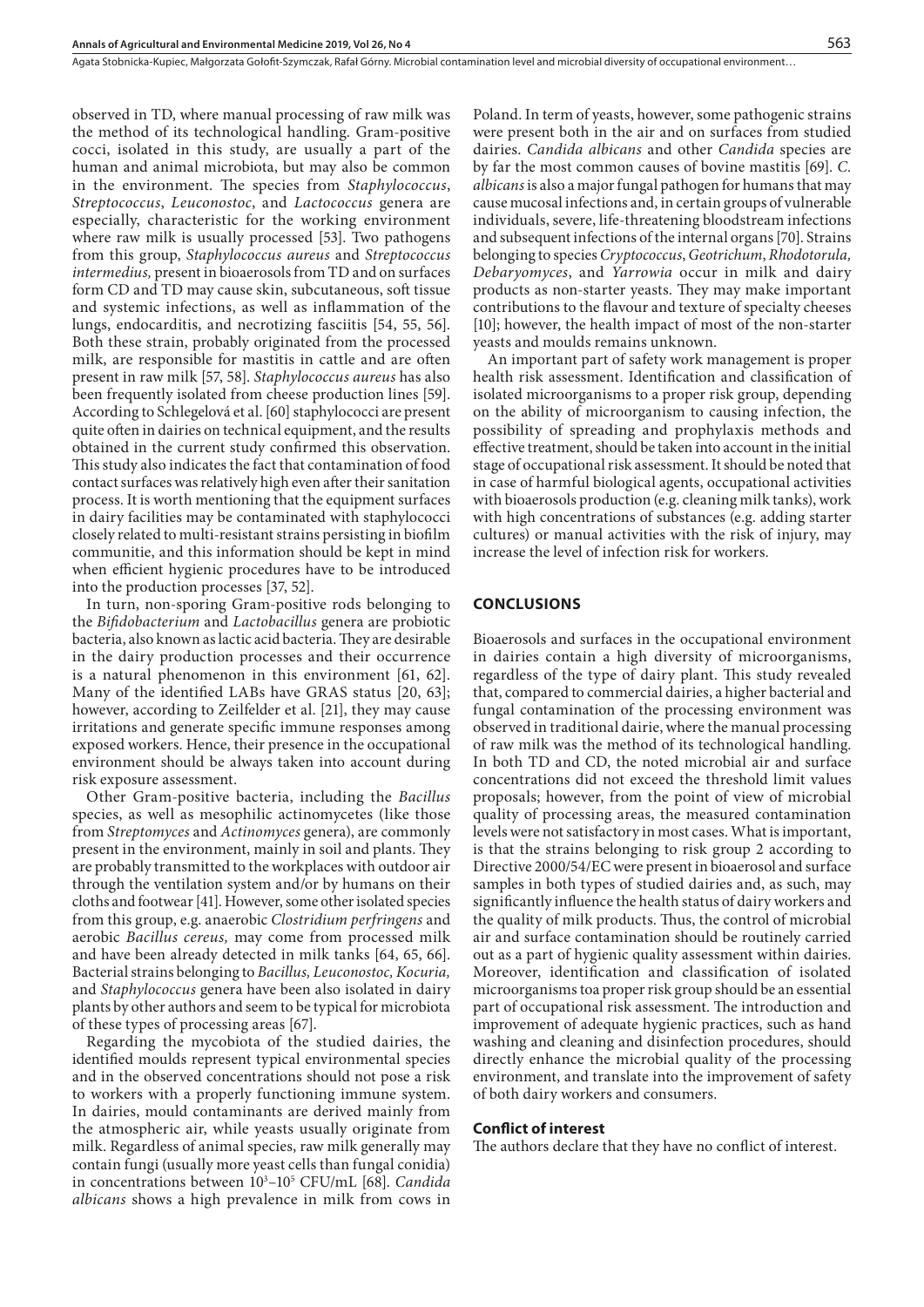observed in TD, where manual processing of raw milk was the method of its technological handling. Gram-positive cocci, isolated in this study, are usually a part of the human and animal microbiota, but may also be common in the environment. The species from *Staphylococcus*, *Streptococcus*, *Leuconostoc*, and *Lactococcus* genera are especially, characteristic for the working environment where raw milk is usually processed [53]. Two pathogens from this group, *Staphylococcus aureus* and *Streptococcus intermedius,* present in bioaerosols from TD and on surfaces form CD and TD may cause skin, subcutaneous, soft tissue and systemic infections, as well as inflammation of the lungs, endocarditis, and necrotizing fasciitis [54, 55, 56]. Both these strain, probably originated from the processed milk, are responsible for mastitis in cattle and are often present in raw milk [57, 58]. *Staphylococcus aureus* has also been frequently isolated from cheese production lines [59]. According to Schlegelová et al. [60] staphylococci are present quite often in dairies on technical equipment, and the results obtained in the current study confirmed this observation. This study also indicates the fact that contamination of food contact surfaces was relatively high even after their sanitation process. It is worth mentioning that the equipment surfaces in dairy facilities may be contaminated with staphylococci closely related to multi-resistant strains persisting in biofilm communitie, and this information should be kept in mind when efficient hygienic procedures have to be introduced into the production processes [37, 52].

In turn, non-sporing Gram-positive rods belonging to the *Bifidobacterium* and *Lactobacillus* genera are probiotic bacteria, also known as lactic acid bacteria. They are desirable in the dairy production processes and their occurrence is a natural phenomenon in this environment [61, 62]. Many of the identified LABs have GRAS status [20, 63]; however, according to Zeilfelder et al. [21], they may cause irritations and generate specific immune responses among exposed workers. Hence, their presence in the occupational environment should be always taken into account during risk exposure assessment.

Other Gram-positive bacteria, including the *Bacillus* species, as well as mesophilic actinomycetes (like those from *Streptomyces* and *Actinomyces* genera), are commonly present in the environment, mainly in soil and plants. They are probably transmitted to the workplaces with outdoor air through the ventilation system and/or by humans on their cloths and footwear [41]. However, some other isolated species from this group, e.g. anaerobic *Clostridium perfringens* and aerobic *Bacillus cereus,* may come from processed milk and have been already detected in milk tanks [64, 65, 66]. Bacterial strains belonging to *Bacillus, Leuconostoc, Kocuria,* and *Staphylococcus* genera have been also isolated in dairy plants by other authors and seem to be typical for microbiota of these types of processing areas [67].

Regarding the mycobiota of the studied dairies, the identified moulds represent typical environmental species and in the observed concentrations should not pose a risk to workers with a properly functioning immune system. In dairies, mould contaminants are derived mainly from the atmospheric air, while yeasts usually originate from milk. Regardless of animal species, raw milk generally may contain fungi (usually more yeast cells than fungal conidia) in concentrations between $10^3$–$10^5$ CFU/mL [68]. *Candida albicans* shows a high prevalence in milk from cows in Poland. In term of yeasts, however, some pathogenic strains were present both in the air and on surfaces from studied dairies. *Candida albicans* and other *Candida* species are by far the most common causes of bovine mastitis [69]. *C. albicans* is also a major fungal pathogen for humans that may cause mucosal infections and, in certain groups of vulnerable individuals, severe, life-threatening bloodstream infections and subsequent infections of the internal organs [70]. Strains belonging to species *Cryptococcus*, *Geotrichum*, *Rhodotorula, Debaryomyces*, and *Yarrowia* occur in milk and dairy products as non-starter yeasts. They may make important contributions to the flavour and texture of specialty cheeses [10]; however, the health impact of most of the non-starter yeasts and moulds remains unknown.

An important part of safety work management is proper health risk assessment. Identification and classification of isolated microorganisms to a proper risk group, depending on the ability of microorganism to causing infection, the possibility of spreading and prophylaxis methods and effective treatment, should be taken into account in the initial stage of occupational risk assessment. It should be noted that in case of harmful biological agents, occupational activities with bioaerosols production (e.g. cleaning milk tanks), work with high concentrations of substances (e.g. adding starter cultures) or manual activities with the risk of injury, may increase the level of infection risk for workers.

## CONCLUSIONS

Bioaerosols and surfaces in the occupational environment in dairies contain a high diversity of microorganisms, regardless of the type of dairy plant. This study revealed that, compared to commercial dairies, a higher bacterial and fungal contamination of the processing environment was observed in traditional dairie, where the manual processing of raw milk was the method of its technological handling. In both TD and CD, the noted microbial air and surface concentrations did not exceed the threshold limit values proposals; however, from the point of view of microbial quality of processing areas, the measured contamination levels were not satisfactory in most cases. What is important, is that the strains belonging to risk group 2 according to Directive 2000/54/EC were present in bioaerosol and surface samples in both types of studied dairies and, as such, may significantly influence the health status of dairy workers and the quality of milk products. Thus, the control of microbial air and surface contamination should be routinely carried out as a part of hygienic quality assessment within dairies. Moreover, identification and classification of isolated microorganisms toa proper risk group should be an essential part of occupational risk assessment. The introduction and improvement of adequate hygienic practices, such as hand washing and cleaning and disinfection procedures, should directly enhance the microbial quality of the processing environment, and translate into the improvement of safety of both dairy workers and consumers.

### Conflict of interest

The authors declare that they have no conflict of interest.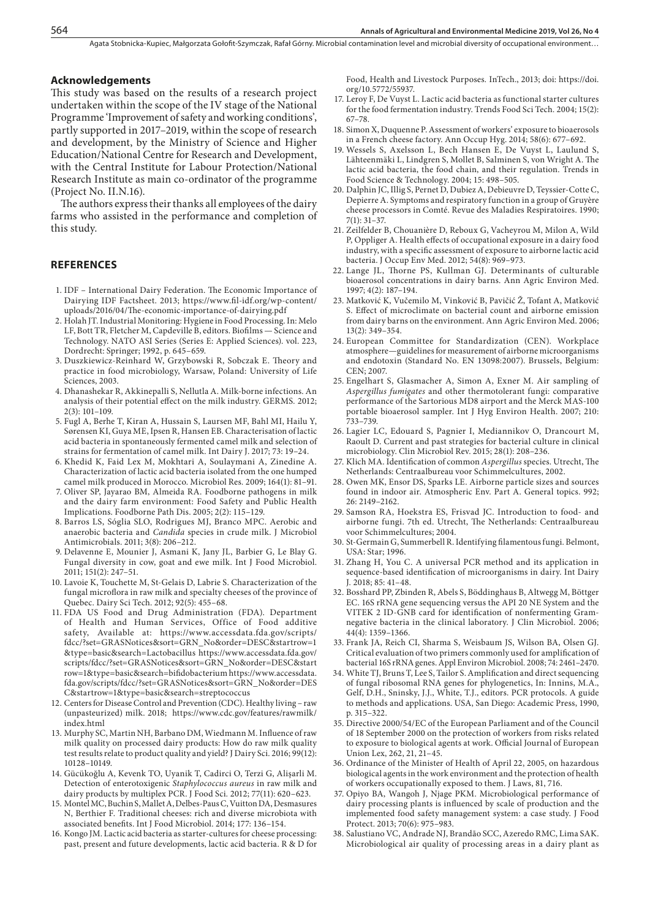## Acknowledgements

This study was based on the results of a research project undertaken within the scope of the IV stage of the National Programme 'Improvement of safety and working conditions', partly supported in 2017–2019, within the scope of research and development, by the Ministry of Science and Higher Education/National Centre for Research and Development, with the Central Institute for Labour Protection/National Research Institute as main co-ordinator of the programme (Project No. II.N.16).

The authors express their thanks all employees of the dairy farms who assisted in the performance and completion of this study.

## REFERENCES

1. IDF – International Dairy Federation. The Economic Importance of Dairying IDF Factsheet. 2013; https://www.fil-idf.org/wp-content/uploads/2016/04/The-economic-importance-of-dairying.pdf
2. Holah JT. Industrial Monitoring: Hygiene in Food Processing. In: Melo LF, Bott TR, Fletcher M, Capdeville B, editors. Biofilms — Science and Technology. NATO ASI Series (Series E: Applied Sciences). vol. 223, Dordrecht: Springer; 1992, p. 645–659.
3. Duszkiewicz-Reinhard W, Grzybowski R, Sobczak E. Theory and practice in food microbiology, Warsaw, Poland: University of Life Sciences, 2003.
4. Dhanashekar R, Akkinepalli S, Nellutla A. Milk-borne infections. An analysis of their potential effect on the milk industry. GERMS. 2012; 2(3): 101–109.
5. Fugl A, Berhe T, Kiran A, Hussain S, Laursen MF, Bahl MI, Hailu Y, Sørensen KI, Guya ME, Ipsen R, Hansen EB. Characterisation of lactic acid bacteria in spontaneously fermented camel milk and selection of strains for fermentation of camel milk. Int Dairy J. 2017; 73: 19–24.
6. Khedid K, Faid Lex M, Mokhtari A, Soulaymani A, Zinedine A. Characterization of lactic acid bacteria isolated from the one humped camel milk produced in Morocco. Microbiol Res. 2009; 164(1): 81–91.
7. Oliver SP, Jayarao BM, Almeida RA. Foodborne pathogens in milk and the dairy farm environment: Food Safety and Public Health Implications. Foodborne Path Dis. 2005; 2(2): 115–129.
8. Barros LS, Sóglia SLO, Rodrigues MJ, Branco MPC. Aerobic and anaerobic bacteria and *Candida* species in crude milk. J Microbiol Antimicrobials. 2011; 3(8): 206–212.
9. Delavenne E, Mounier J, Asmani K, Jany JL, Barbier G, Le Blay G. Fungal diversity in cow, goat and ewe milk. Int J Food Microbiol. 2011; 151(2): 247–51.
10. Lavoie K, Touchette M, St-Gelais D, Labrie S. Characterization of the fungal microflora in raw milk and specialty cheeses of the province of Quebec. Dairy Sci Tech. 2012; 92(5): 455–68.
11. FDA US Food and Drug Administration (FDA). Department of Health and Human Services, Office of Food additive safety, Available at: https://www.accessdata.fda.gov/scripts/fdcc/?set=GRASNotices&sort=GRN_No&order=DESC&startrow=1&type=basic&search=Lactobacillus https://www.accessdata.fda.gov/scripts/fdcc/?set=GRASNotices&sort=GRN_No&order=DESC&startrow=1&type=basic&search=bifidobacterium https://www.accessdata.fda.gov/scripts/fdcc/?set=GRASNotices&sort=GRN_No&order=DESC&startrow=1&type=basic&search=streptococcus
12. Centers for Disease Control and Prevention (CDC). Healthy living – raw (unpasteurized) milk. 2018; https://www.cdc.gov/features/rawmilk/index.html
13. Murphy SC, Martin NH, Barbano DM, Wiedmann M. Influence of raw milk quality on processed dairy products: How do raw milk quality test results relate to product quality and yield? J Dairy Sci. 2016; 99(12): 10128–10149.
14. Gücükoğlu A, Kevenk TO, Uyanik T, Cadirci O, Terzi G, Alişarli M. Detection of enterotoxigenic *Staphylococcus aureus* in raw milk and dairy products by multiplex PCR. J Food Sci. 2012; 77(11): 620–623.
15. Montel MC, Buchin S, Mallet A, Delbes-Paus C, Vuitton DA, Desmasures N, Berthier F. Traditional cheeses: rich and diverse microbiota with associated benefits. Int J Food Microbiol. 2014; 177: 136–154.
16. Kongo JM. Lactic acid bacteria as starter-cultures for cheese processing: past, present and future developments, lactic acid bacteria. R & D for Food, Health and Livestock Purposes. InTech., 2013; doi: https://doi.org/10.5772/55937.
17. Leroy F, De Vuyst L. Lactic acid bacteria as functional starter cultures for the food fermentation industry. Trends Food Sci Tech. 2004; 15(2): 67–78.
18. Simon X, Duquenne P. Assessment of workers' exposure to bioaerosols in a French cheese factory. Ann Occup Hyg. 2014; 58(6): 677–692.
19. Wessels S, Axelsson L, Bech Hansen E, De Vuyst L, Laulund S, Lähteenmäki L, Lindgren S, Mollet B, Salminen S, von Wright A. The lactic acid bacteria, the food chain, and their regulation. Trends in Food Science & Technology. 2004; 15: 498–505.
20. Dalphin JC, Illig S, Pernet D, Dubiez A, Debieuvre D, Teyssier-Cotte C, Depierre A. Symptoms and respiratory function in a group of Gruyère cheese processors in Comté. Revue des Maladies Respiratoires. 1990; 7(1): 31–37.
21. Zeilfelder B, Chouanière D, Reboux G, Vacheyrou M, Milon A, Wild P, Oppliger A. Health effects of occupational exposure in a dairy food industry, with a specific assessment of exposure to airborne lactic acid bacteria. J Occup Env Med. 2012; 54(8): 969–973.
22. Lange JL, Thorne PS, Kullman GJ. Determinants of culturable bioaerosol concentrations in dairy barns. Ann Agric Environ Med. 1997; 4(2): 187–194.
23. Matković K, Vučemilo M, Vinković B, Pavičić Ž, Tofant A, Matković S. Effect of microclimate on bacterial count and airborne emission from dairy barns on the environment. Ann Agric Environ Med. 2006; 13(2): 349–354.
24. European Committee for Standardization (CEN). Workplace atmosphere—guidelines for measurement of airborne microorganisms and endotoxin (Standard No. EN 13098:2007). Brussels, Belgium: CEN; 2007.
25. Engelhart S, Glasmacher A, Simon A, Exner M. Air sampling of *Aspergillus fumigates* and other thermotolerant fungi: comparative performance of the Sartorious MD8 airport and the Merck MAS-100 portable bioaerosol sampler. Int J Hyg Environ Health. 2007; 210: 733–739.
26. Lagier LC, Edouard S, Pagnier I, Mediannikov O, Drancourt M, Raoult D. Current and past strategies for bacterial culture in clinical microbiology. Clin Microbiol Rev. 2015; 28(1): 208–236.
27. Klich MA. Identification of common *Aspergillus* species. Utrecht, The Netherlands: Centraalbureau voor Schimmelcultures, 2002.
28. Owen MK, Ensor DS, Sparks LE. Airborne particle sizes and sources found in indoor air. Atmospheric Env. Part A. General topics. 992; 26: 2149–2162.
29. Samson RA, Hoekstra ES, Frisvad JC. Introduction to food- and airborne fungi. 7th ed. Utrecht, The Netherlands: Centraalbureau voor Schimmelcultures; 2004.
30. St-Germain G, Summerbell R. Identifying filamentous fungi. Belmont, USA: Star; 1996.
31. Zhang H, You C. A universal PCR method and its application in sequence-based identification of microorganisms in dairy. Int Dairy J. 2018; 85: 41–48.
32. Bosshard PP, Zbinden R, Abels S, Böddinghaus B, Altwegg M, Böttger EC. 16S rRNA gene sequencing versus the API 20 NE System and the VITEK 2 ID-GNB card for identification of nonfermenting Gram-negative bacteria in the clinical laboratory. J Clin Microbiol. 2006; 44(4): 1359–1366.
33. Frank JA, Reich CI, Sharma S, Weisbaum JS, Wilson BA, Olsen GJ. Critical evaluation of two primers commonly used for amplification of bacterial 16S rRNA genes. Appl Environ Microbiol. 2008; 74: 2461–2470.
34. White TJ, Bruns T, Lee S, Tailor S. Amplification and direct sequencing of fungal ribosomal RNA genes for phylogenetics, In: Innins, M.A., Gelf, D.H., Sninsky, J.J., White, T.J., editors. PCR protocols. A guide to methods and applications. USA, San Diego: Academic Press, 1990, p. 315–322.
35. Directive 2000/54/EC of the European Parliament and of the Council of 18 September 2000 on the protection of workers from risks related to exposure to biological agents at work. Official Journal of European Union Lex, 262, 21, 21–45.
36. Ordinance of the Minister of Health of April 22, 2005, on hazardous biological agents in the work environment and the protection of health of workers occupationally exposed to them. J Laws, 81, 716.
37. Opiyo BA, Wangoh J, Njage PKM. Microbiological performance of dairy processing plants is influenced by scale of production and the implemented food safety management system: a case study. J Food Protect. 2013; 70(6): 975–983.
38. Salustiano VC, Andrade NJ, Brandão SCC, Azeredo RMC, Lima SAK. Microbiological air quality of processing areas in a dairy plant as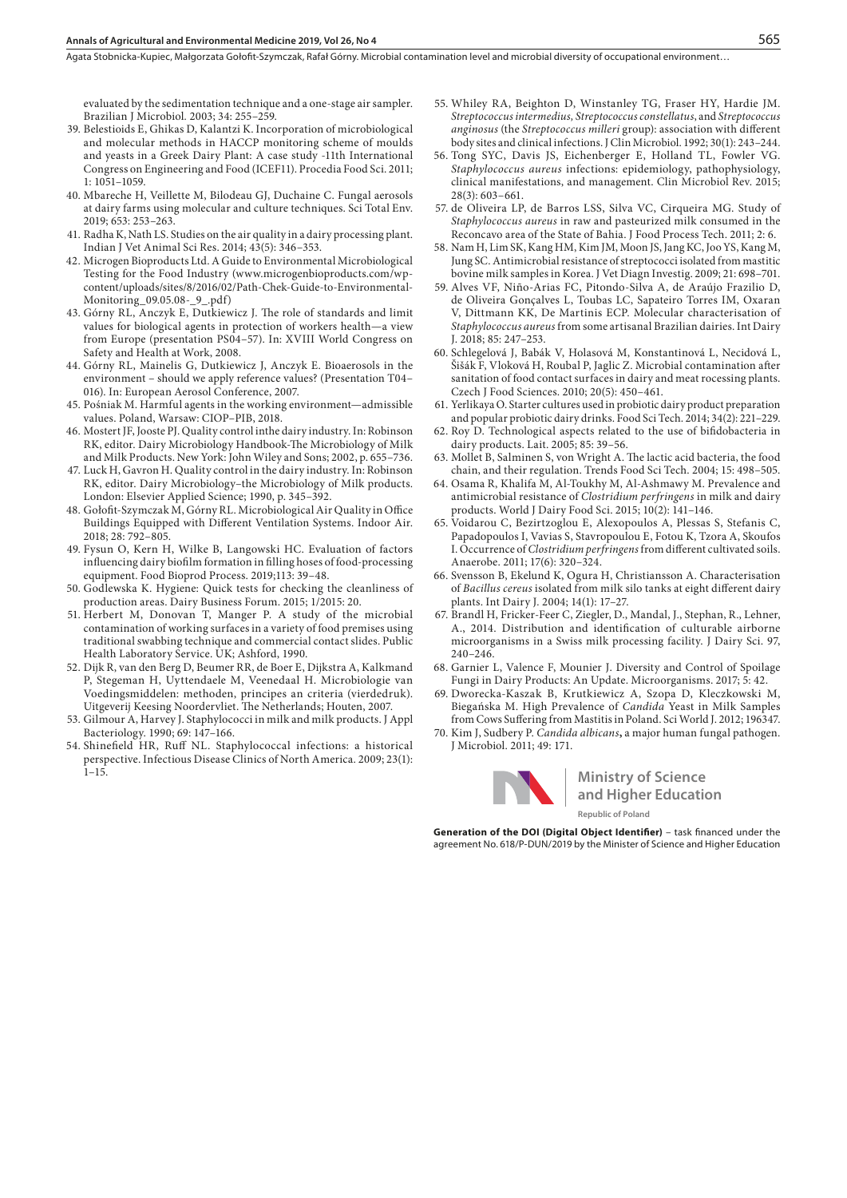evaluated by the sedimentation technique and a one-stage air sampler. Brazilian J Microbiol. 2003; 34: 255–259.

39. Belestioids E, Ghikas D, Kalantzi K. Incorporation of microbiological and molecular methods in HACCP monitoring scheme of moulds and yeasts in a Greek Dairy Plant: A case study -11th International Congress on Engineering and Food (ICEF11). Procedia Food Sci. 2011; 1: 1051–1059.
40. Mbareche H, Veillette M, Bilodeau GJ, Duchaine C. Fungal aerosols at dairy farms using molecular and culture techniques. Sci Total Env. 2019; 653: 253–263.
41. Radha K, Nath LS. Studies on the air quality in a dairy processing plant. Indian J Vet Animal Sci Res. 2014; 43(5): 346–353.
42. Microgen Bioproducts Ltd. A Guide to Environmental Microbiological Testing for the Food Industry (www.microgenbioproducts.com/wp-content/uploads/sites/8/2016/02/Path-Chek-Guide-to-Environmental-Monitoring_09.05.08-_9_.pdf)
43. Górny RL, Anczyk E, Dutkiewicz J. The role of standards and limit values for biological agents in protection of workers health—a view from Europe (presentation PS04–57). In: XVIII World Congress on Safety and Health at Work, 2008.
44. Górny RL, Mainelis G, Dutkiewicz J, Anczyk E. Bioaerosols in the environment – should we apply reference values? (Presentation T04–016). In: European Aerosol Conference, 2007.
45. Pośniak M. Harmful agents in the working environment—admissible values. Poland, Warsaw: CIOP–PIB, 2018.
46. Mostert JF, Jooste PJ. Quality control inthe dairy industry. In: Robinson RK, editor. Dairy Microbiology Handbook-The Microbiology of Milk and Milk Products. New York: John Wiley and Sons; 2002, p. 655–736.
47. Luck H, Gavron H. Quality control in the dairy industry. In: Robinson RK, editor. Dairy Microbiology–the Microbiology of Milk products. London: Elsevier Applied Science; 1990, p. 345–392.
48. Gołofit-Szymczak M, Górny RL. Microbiological Air Quality in Office Buildings Equipped with Different Ventilation Systems. Indoor Air. 2018; 28: 792–805.
49. Fysun O, Kern H, Wilke B, Langowski HC. Evaluation of factors influencing dairy biofilm formation in filling hoses of food-processing equipment. Food Bioprod Process. 2019;113: 39–48.
50. Godlewska K. Hygiene: Quick tests for checking the cleanliness of production areas. Dairy Business Forum. 2015; 1/2015: 20.
51. Herbert M, Donovan T, Manger P. A study of the microbial contamination of working surfaces in a variety of food premises using traditional swabbing technique and commercial contact slides. Public Health Laboratory Service. UK; Ashford, 1990.
52. Dijk R, van den Berg D, Beumer RR, de Boer E, Dijkstra A, Kalkmand P, Stegeman H, Uyttendaele M, Veenedaal H. Microbiologie van Voedingsmiddelen: methoden, principes an criteria (vierdedruk). Uitgeverij Keesing Noordervliet. The Netherlands; Houten, 2007.
53. Gilmour A, Harvey J. Staphylococci in milk and milk products. J Appl Bacteriology. 1990; 69: 147–166.
54. Shinefield HR, Ruff NL. Staphylococcal infections: a historical perspective. Infectious Disease Clinics of North America. 2009; 23(1): 1–15.
55. Whiley RA, Beighton D, Winstanley TG, Fraser HY, Hardie JM. *Streptococcus intermedius*, *Streptococcus constellatus*, and *Streptococcus anginosus* (the *Streptococcus milleri* group): association with different body sites and clinical infections. J Clin Microbiol. 1992; 30(1): 243–244.
56. Tong SYC, Davis JS, Eichenberger E, Holland TL, Fowler VG. *Staphylococcus aureus* infections: epidemiology, pathophysiology, clinical manifestations, and management. Clin Microbiol Rev. 2015; 28(3): 603–661.
57. de Oliveira LP, de Barros LSS, Silva VC, Cirqueira MG. Study of *Staphylococcus aureus* in raw and pasteurized milk consumed in the Reconcavo area of the State of Bahia. J Food Process Tech. 2011; 2: 6.
58. Nam H, Lim SK, Kang HM, Kim JM, Moon JS, Jang KC, Joo YS, Kang M, Jung SC. Antimicrobial resistance of streptococci isolated from mastitic bovine milk samples in Korea. J Vet Diagn Investig. 2009; 21: 698–701.
59. Alves VF, Niño-Arias FC, Pitondo-Silva A, de Araújo Frazilio D, de Oliveira Gonçalves L, Toubas LC, Sapateiro Torres IM, Oxaran V, Dittmann KK, De Martinis ECP. Molecular characterisation of *Staphylococcus aureus* from some artisanal Brazilian dairies. Int Dairy J. 2018; 85: 247–253.
60. Schlegelová J, Babák V, Holasová M, Konstantinová L, Necidová L, Šišák F, Vloková H, Roubal P, Jaglic Z. Microbial contamination after sanitation of food contact surfaces in dairy and meat rocessing plants. Czech J Food Sciences. 2010; 20(5): 450–461.
61. Yerlikaya O. Starter cultures used in probiotic dairy product preparation and popular probiotic dairy drinks. Food Sci Tech. 2014; 34(2): 221–229.
62. Roy D. Technological aspects related to the use of bifidobacteria in dairy products. Lait. 2005; 85: 39–56.
63. Mollet B, Salminen S, von Wright A. The lactic acid bacteria, the food chain, and their regulation. Trends Food Sci Tech. 2004; 15: 498–505.
64. Osama R, Khalifa M, Al-Toukhy M, Al-Ashmawy M. Prevalence and antimicrobial resistance of *Clostridium perfringens* in milk and dairy products. World J Dairy Food Sci. 2015; 10(2): 141–146.
65. Voidarou C, Bezirtzoglou E, Alexopoulos A, Plessas S, Stefanis C, Papadopoulos I, Vavias S, Stavropoulou E, Fotou K, Tzora A, Skoufos I. Occurrence of *Clostridium perfringens* from different cultivated soils. Anaerobe. 2011; 17(6): 320–324.
66. Svensson B, Ekelund K, Ogura H, Christiansson A. Characterisation of *Bacillus cereus* isolated from milk silo tanks at eight different dairy plants. Int Dairy J. 2004; 14(1): 17–27.
67. Brandl H, Fricker-Feer C, Ziegler, D., Mandal, J., Stephan, R., Lehner, A., 2014. Distribution and identification of culturable airborne microorganisms in a Swiss milk processing facility. J Dairy Sci. 97, 240–246.
68. Garnier L, Valence F, Mounier J. Diversity and Control of Spoilage Fungi in Dairy Products: An Update. Microorganisms. 2017; 5: 42.
69. Dworecka-Kaszak B, Krutkiewicz A, Szopa D, Kleczkowski M, Biegańska M. High Prevalence of *Candida* Yeast in Milk Samples from Cows Suffering from Mastitis in Poland. Sci World J. 2012; 196347.
70. Kim J, Sudbery P. *Candida albicans*, a major human fungal pathogen. J Microbiol. 2011; 49: 171.

**Ministry of Science and Higher Education**
Republic of Poland

**Generation of the DOI (Digital Object Identifier)** – task financed under the agreement No. 618/P-DUN/2019 by the Minister of Science and Higher Education